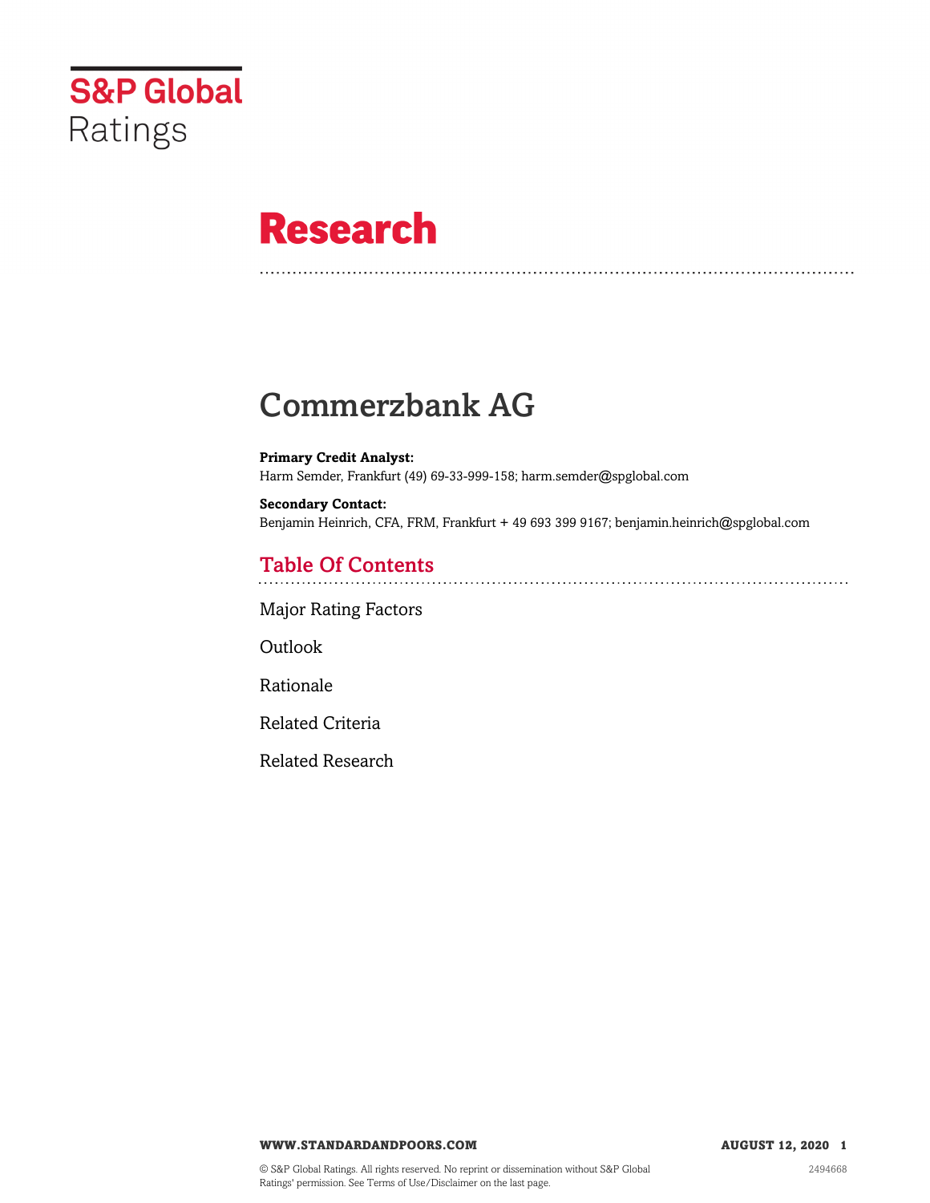S&P Global Ratings

# Research

## Commerzbank AG

**Primary Credit Analyst:**
Harm Semder, Frankfurt (49) 69-33-999-158; harm.semder@spglobal.com

**Secondary Contact:**
Benjamin Heinrich, CFA, FRM, Frankfurt + 49 693 399 9167; benjamin.heinrich@spglobal.com

## Table Of Contents

Major Rating Factors

Outlook

Rationale

Related Criteria

Related Research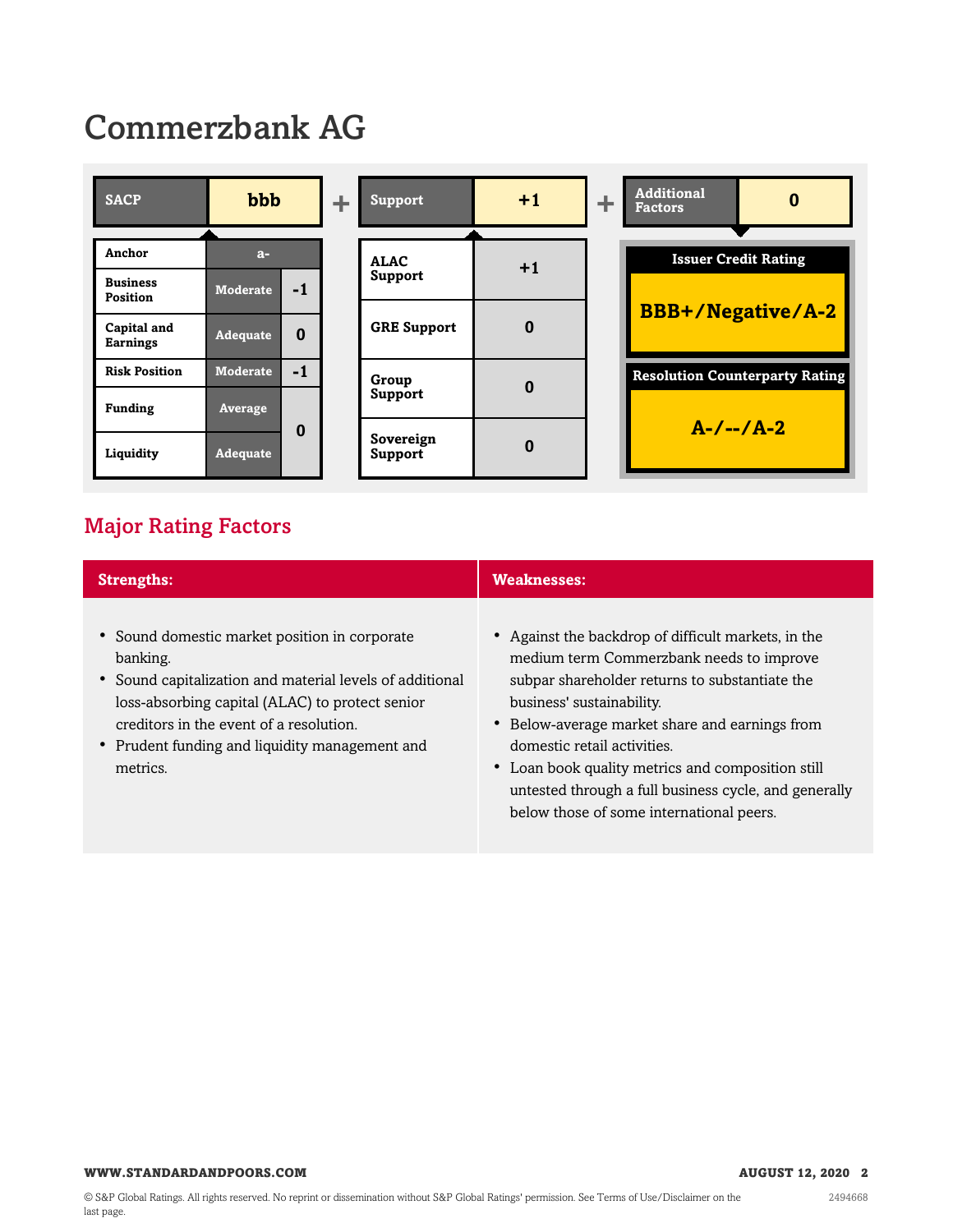# Commerzbank AG

| SACP | bbb | | + | Support | +1 | + | Additional Factors | 0 |
|---|---|---|---|---|---|---|---|---|
| Anchor | a- | | | ALAC Support | +1 | | Issuer Credit Rating | |
| Business Position | Moderate | -1 | | GRE Support | 0 | | BBB+/Negative/A-2 | |
| Capital and Earnings | Adequate | 0 | | Group Support | 0 | | Resolution Counterparty Rating | |
| Risk Position | Moderate | -1 | | Sovereign Support | 0 | | A-/--/A-2 | |
| Funding | Average | 0 | | | | | | |
| Liquidity | Adequate | | | | | | | |

## Major Rating Factors

| Strengths: | Weaknesses: |
|---|---|
| • Sound domestic market position in corporate banking.<br>• Sound capitalization and material levels of additional loss-absorbing capital (ALAC) to protect senior creditors in the event of a resolution.<br>• Prudent funding and liquidity management and metrics. | • Against the backdrop of difficult markets, in the medium term Commerzbank needs to improve subpar shareholder returns to substantiate the business' sustainability.<br>• Below-average market share and earnings from domestic retail activities.<br>• Loan book quality metrics and composition still untested through a full business cycle, and generally below those of some international peers. |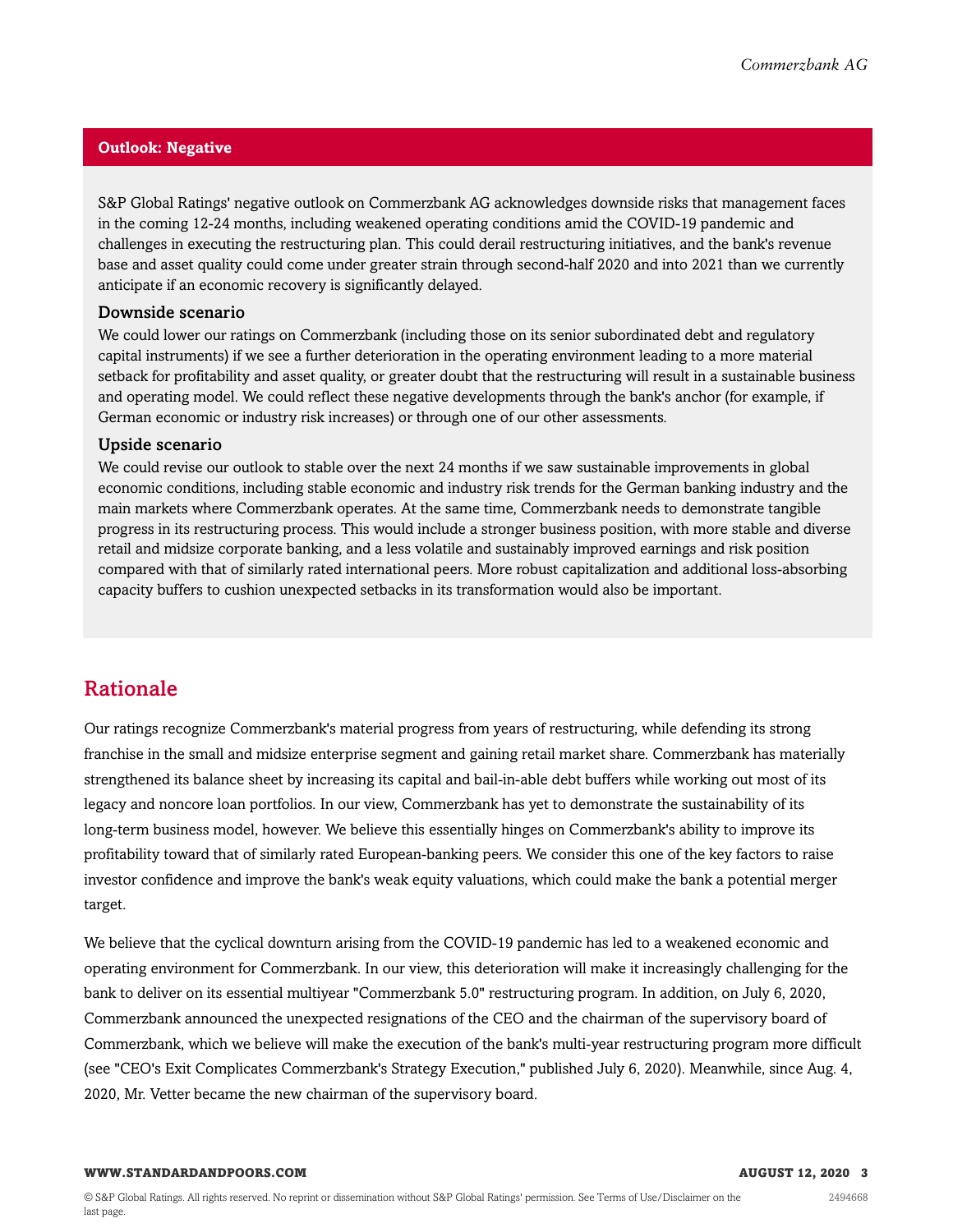## Outlook: Negative

S&P Global Ratings' negative outlook on Commerzbank AG acknowledges downside risks that management faces in the coming 12-24 months, including weakened operating conditions amid the COVID-19 pandemic and challenges in executing the restructuring plan. This could derail restructuring initiatives, and the bank's revenue base and asset quality could come under greater strain through second-half 2020 and into 2021 than we currently anticipate if an economic recovery is significantly delayed.

### Downside scenario

We could lower our ratings on Commerzbank (including those on its senior subordinated debt and regulatory capital instruments) if we see a further deterioration in the operating environment leading to a more material setback for profitability and asset quality, or greater doubt that the restructuring will result in a sustainable business and operating model. We could reflect these negative developments through the bank's anchor (for example, if German economic or industry risk increases) or through one of our other assessments.

### Upside scenario

We could revise our outlook to stable over the next 24 months if we saw sustainable improvements in global economic conditions, including stable economic and industry risk trends for the German banking industry and the main markets where Commerzbank operates. At the same time, Commerzbank needs to demonstrate tangible progress in its restructuring process. This would include a stronger business position, with more stable and diverse retail and midsize corporate banking, and a less volatile and sustainably improved earnings and risk position compared with that of similarly rated international peers. More robust capitalization and additional loss-absorbing capacity buffers to cushion unexpected setbacks in its transformation would also be important.

## Rationale

Our ratings recognize Commerzbank's material progress from years of restructuring, while defending its strong franchise in the small and midsize enterprise segment and gaining retail market share. Commerzbank has materially strengthened its balance sheet by increasing its capital and bail-in-able debt buffers while working out most of its legacy and noncore loan portfolios. In our view, Commerzbank has yet to demonstrate the sustainability of its long-term business model, however. We believe this essentially hinges on Commerzbank's ability to improve its profitability toward that of similarly rated European-banking peers. We consider this one of the key factors to raise investor confidence and improve the bank's weak equity valuations, which could make the bank a potential merger target.

We believe that the cyclical downturn arising from the COVID-19 pandemic has led to a weakened economic and operating environment for Commerzbank. In our view, this deterioration will make it increasingly challenging for the bank to deliver on its essential multiyear "Commerzbank 5.0" restructuring program. In addition, on July 6, 2020, Commerzbank announced the unexpected resignations of the CEO and the chairman of the supervisory board of Commerzbank, which we believe will make the execution of the bank's multi-year restructuring program more difficult (see "CEO's Exit Complicates Commerzbank's Strategy Execution," published July 6, 2020). Meanwhile, since Aug. 4, 2020, Mr. Vetter became the new chairman of the supervisory board.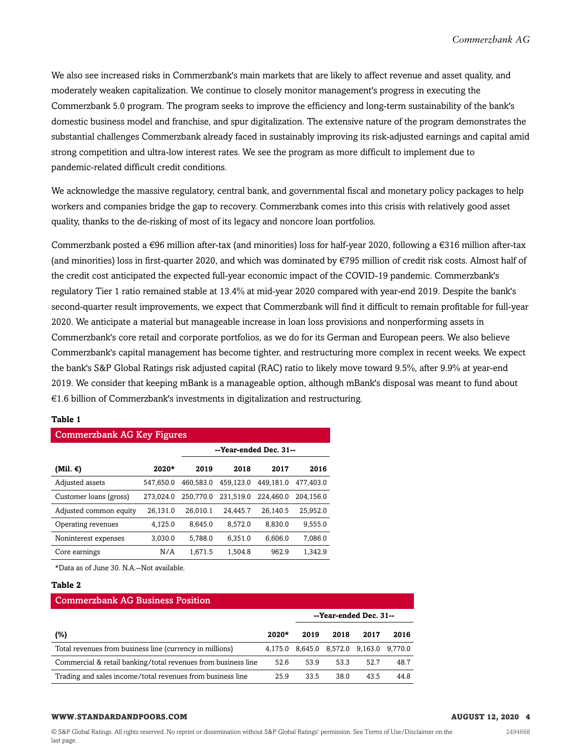We also see increased risks in Commerzbank's main markets that are likely to affect revenue and asset quality, and moderately weaken capitalization. We continue to closely monitor management's progress in executing the Commerzbank 5.0 program. The program seeks to improve the efficiency and long-term sustainability of the bank's domestic business model and franchise, and spur digitalization. The extensive nature of the program demonstrates the substantial challenges Commerzbank already faced in sustainably improving its risk-adjusted earnings and capital amid strong competition and ultra-low interest rates. We see the program as more difficult to implement due to pandemic-related difficult credit conditions.

We acknowledge the massive regulatory, central bank, and governmental fiscal and monetary policy packages to help workers and companies bridge the gap to recovery. Commerzbank comes into this crisis with relatively good asset quality, thanks to the de-risking of most of its legacy and noncore loan portfolios.

Commerzbank posted a €96 million after-tax (and minorities) loss for half-year 2020, following a €316 million after-tax (and minorities) loss in first-quarter 2020, and which was dominated by €795 million of credit risk costs. Almost half of the credit cost anticipated the expected full-year economic impact of the COVID-19 pandemic. Commerzbank's regulatory Tier 1 ratio remained stable at 13.4% at mid-year 2020 compared with year-end 2019. Despite the bank's second-quarter result improvements, we expect that Commerzbank will find it difficult to remain profitable for full-year 2020. We anticipate a material but manageable increase in loan loss provisions and nonperforming assets in Commerzbank's core retail and corporate portfolios, as we do for its German and European peers. We also believe Commerzbank's capital management has become tighter, and restructuring more complex in recent weeks. We expect the bank's S&P Global Ratings risk adjusted capital (RAC) ratio to likely move toward 9.5%, after 9.9% at year-end 2019. We consider that keeping mBank is a manageable option, although mBank's disposal was meant to fund about €1.6 billion of Commerzbank's investments in digitalization and restructuring.

**Table 1**

**Commerzbank AG Key Figures**

| | | --Year-ended Dec. 31-- | | | |
|---|---|---|---|---|---|
| **(Mil. €)** | **2020*** | **2019** | **2018** | **2017** | **2016** |
| Adjusted assets | 547,650.0 | 460,583.0 | 459,123.0 | 449,181.0 | 477,403.0 |
| Customer loans (gross) | 273,024.0 | 250,770.0 | 231,519.0 | 224,460.0 | 204,156.0 |
| Adjusted common equity | 26,131.0 | 26,010.1 | 24,445.7 | 26,140.5 | 25,952.0 |
| Operating revenues | 4,125.0 | 8,645.0 | 8,572.0 | 8,830.0 | 9,555.0 |
| Noninterest expenses | 3,030.0 | 5,788.0 | 6,351.0 | 6,606.0 | 7,086.0 |
| Core earnings | N/A | 1,671.5 | 1,504.8 | 962.9 | 1,342.9 |

*Data as of June 30. N.A.--Not available.

**Table 2**

**Commerzbank AG Business Position**

| | | --Year-ended Dec. 31-- | | | |
|---|---|---|---|---|---|
| **(%)** | **2020*** | **2019** | **2018** | **2017** | **2016** |
| Total revenues from business line (currency in millions) | 4,175.0 | 8,645.0 | 8,572.0 | 9,163.0 | 9,770.0 |
| Commercial & retail banking/total revenues from business line | 52.6 | 53.9 | 53.3 | 52.7 | 48.7 |
| Trading and sales income/total revenues from business line | 25.9 | 33.5 | 38.0 | 43.5 | 44.8 |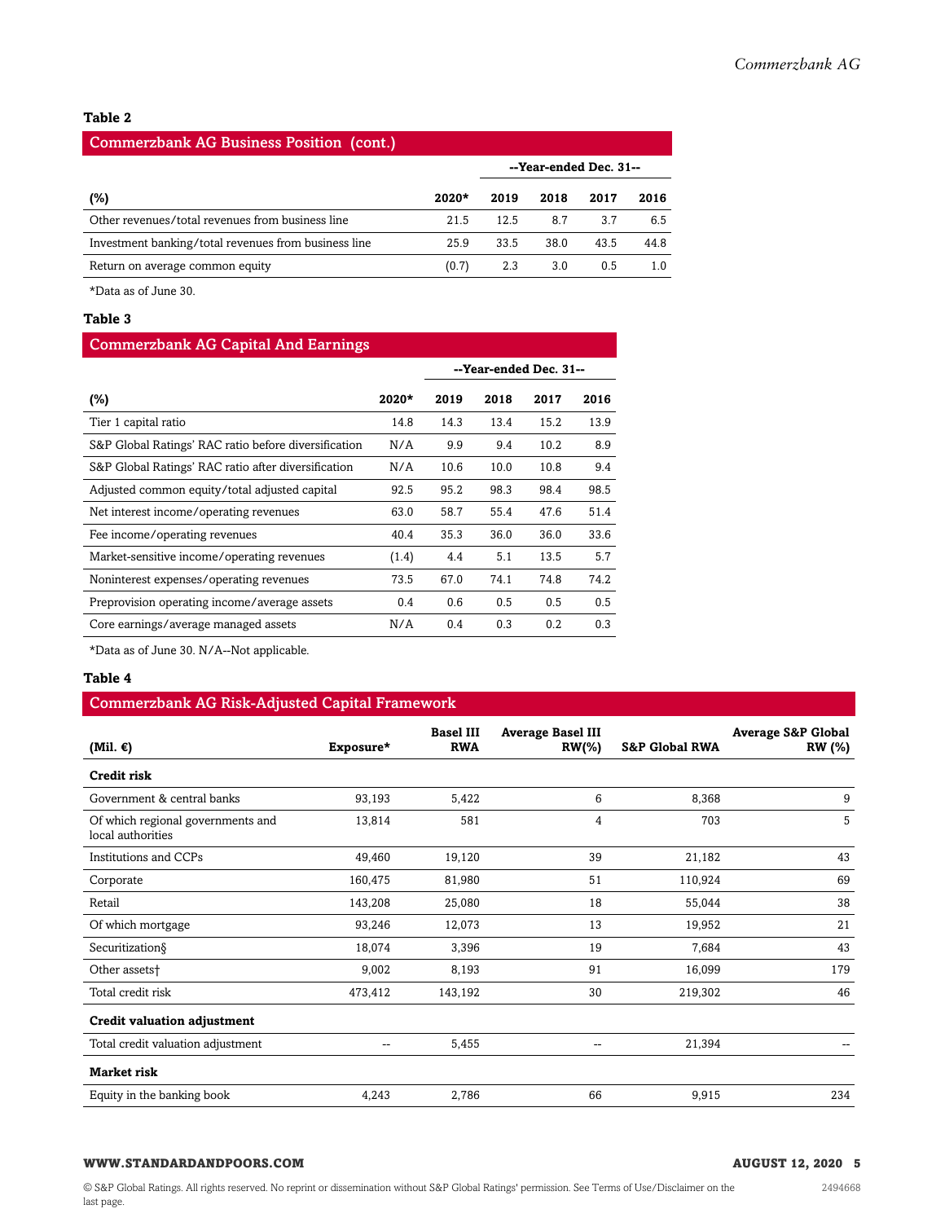**Table 2**

| Commerzbank AG Business Position (cont.) | | | | | |
|---|---|---|---|---|---|
| | | --Year-ended Dec. 31-- | | | |
| (%) | 2020* | 2019 | 2018 | 2017 | 2016 |
| Other revenues/total revenues from business line | 21.5 | 12.5 | 8.7 | 3.7 | 6.5 |
| Investment banking/total revenues from business line | 25.9 | 33.5 | 38.0 | 43.5 | 44.8 |
| Return on average common equity | (0.7) | 2.3 | 3.0 | 0.5 | 1.0 |

*Data as of June 30.

**Table 3**

| Commerzbank AG Capital And Earnings | | | | | |
|---|---|---|---|---|---|
| | | --Year-ended Dec. 31-- | | | |
| (%) | 2020* | 2019 | 2018 | 2017 | 2016 |
| Tier 1 capital ratio | 14.8 | 14.3 | 13.4 | 15.2 | 13.9 |
| S&P Global Ratings' RAC ratio before diversification | N/A | 9.9 | 9.4 | 10.2 | 8.9 |
| S&P Global Ratings' RAC ratio after diversification | N/A | 10.6 | 10.0 | 10.8 | 9.4 |
| Adjusted common equity/total adjusted capital | 92.5 | 95.2 | 98.3 | 98.4 | 98.5 |
| Net interest income/operating revenues | 63.0 | 58.7 | 55.4 | 47.6 | 51.4 |
| Fee income/operating revenues | 40.4 | 35.3 | 36.0 | 36.0 | 33.6 |
| Market-sensitive income/operating revenues | (1.4) | 4.4 | 5.1 | 13.5 | 5.7 |
| Noninterest expenses/operating revenues | 73.5 | 67.0 | 74.1 | 74.8 | 74.2 |
| Preprovision operating income/average assets | 0.4 | 0.6 | 0.5 | 0.5 | 0.5 |
| Core earnings/average managed assets | N/A | 0.4 | 0.3 | 0.2 | 0.3 |

*Data as of June 30. N/A--Not applicable.

**Table 4**

| Commerzbank AG Risk-Adjusted Capital Framework | | | | | |
|---|---|---|---|---|---|
| (Mil. €) | Exposure* | Basel III RWA | Average Basel III RW(%) | S&P Global RWA | Average S&P Global RW (%) |
| **Credit risk** | | | | | |
| Government & central banks | 93,193 | 5,422 | 6 | 8,368 | 9 |
| Of which regional governments and local authorities | 13,814 | 581 | 4 | 703 | 5 |
| Institutions and CCPs | 49,460 | 19,120 | 39 | 21,182 | 43 |
| Corporate | 160,475 | 81,980 | 51 | 110,924 | 69 |
| Retail | 143,208 | 25,080 | 18 | 55,044 | 38 |
| Of which mortgage | 93,246 | 12,073 | 13 | 19,952 | 21 |
| Securitization§ | 18,074 | 3,396 | 19 | 7,684 | 43 |
| Other assets† | 9,002 | 8,193 | 91 | 16,099 | 179 |
| Total credit risk | 473,412 | 143,192 | 30 | 219,302 | 46 |
| **Credit valuation adjustment** | | | | | |
| Total credit valuation adjustment | -- | 5,455 | -- | 21,394 | -- |
| **Market risk** | | | | | |
| Equity in the banking book | 4,243 | 2,786 | 66 | 9,915 | 234 |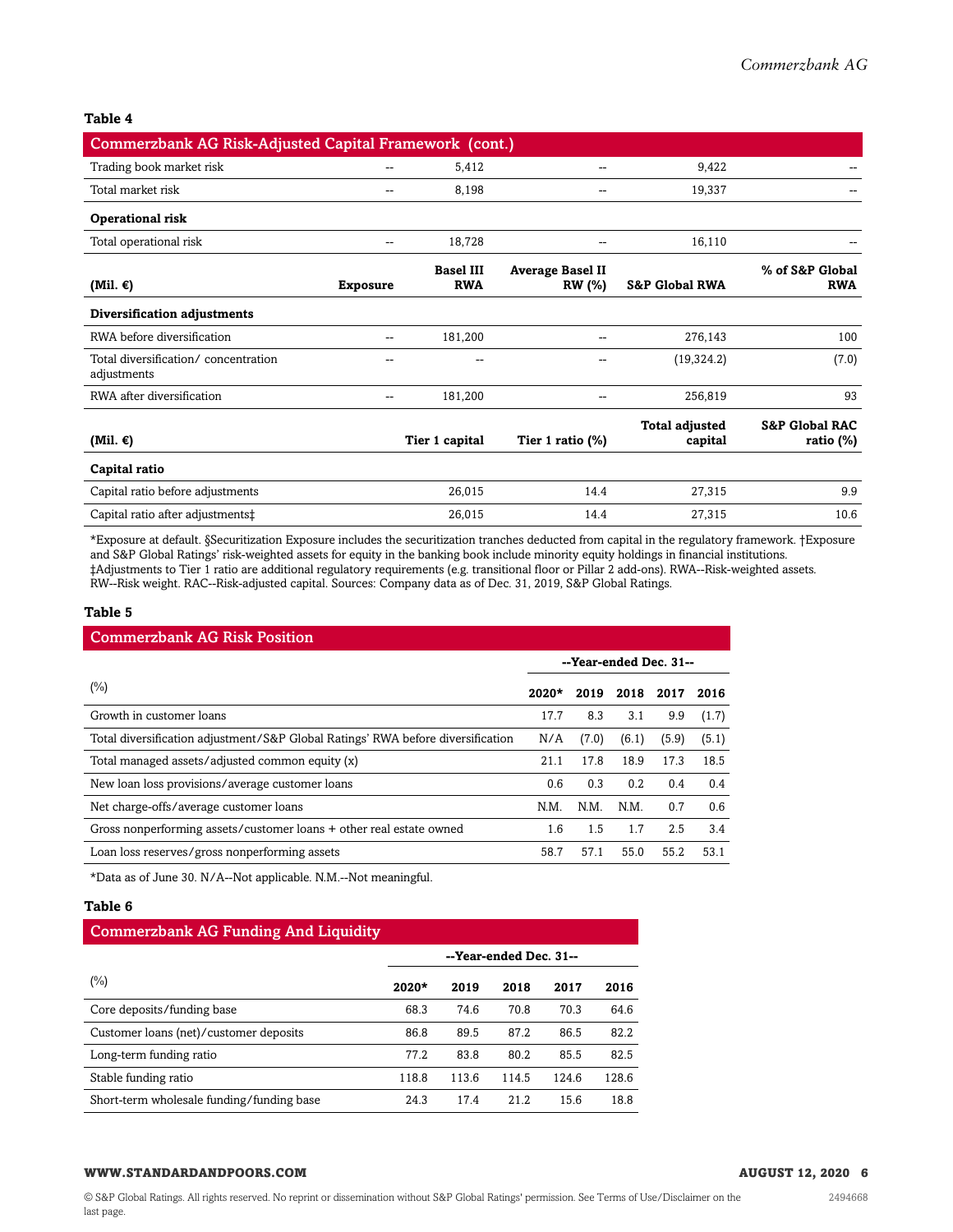**Table 4**

| Commerzbank AG Risk-Adjusted Capital Framework (cont.) | | | | | |
|---|---|---|---|---|---|
| Trading book market risk | -- | 5,412 | -- | 9,422 | -- |
| Total market risk | -- | 8,198 | -- | 19,337 | -- |
| **Operational risk** | | | | | |
| Total operational risk | -- | 18,728 | -- | 16,110 | -- |
| **(Mil. €)** | **Exposure** | **Basel III RWA** | **Average Basel II RW (%)** | **S&P Global RWA** | **% of S&P Global RWA** |
| **Diversification adjustments** | | | | | |
| RWA before diversification | -- | 181,200 | -- | 276,143 | 100 |
| Total diversification/ concentration adjustments | -- | -- | -- | (19,324.2) | (7.0) |
| RWA after diversification | -- | 181,200 | -- | 256,819 | 93 |
| **(Mil. €)** | | **Tier 1 capital** | **Tier 1 ratio (%)** | **Total adjusted capital** | **S&P Global RAC ratio (%)** |
| **Capital ratio** | | | | | |
| Capital ratio before adjustments | | 26,015 | 14.4 | 27,315 | 9.9 |
| Capital ratio after adjustments‡ | | 26,015 | 14.4 | 27,315 | 10.6 |

*Exposure at default. §Securitization Exposure includes the securitization tranches deducted from capital in the regulatory framework. †Exposure and S&P Global Ratings' risk-weighted assets for equity in the banking book include minority equity holdings in financial institutions. ‡Adjustments to Tier 1 ratio are additional regulatory requirements (e.g. transitional floor or Pillar 2 add-ons). RWA--Risk-weighted assets. RW--Risk weight. RAC--Risk-adjusted capital. Sources: Company data as of Dec. 31, 2019, S&P Global Ratings.

**Table 5**

| Commerzbank AG Risk Position | --Year-ended Dec. 31-- | | | | |
|---|---|---|---|---|---|
| (%) | **2020*** | **2019** | **2018** | **2017** | **2016** |
| Growth in customer loans | 17.7 | 8.3 | 3.1 | 9.9 | (1.7) |
| Total diversification adjustment/S&P Global Ratings' RWA before diversification | N/A | (7.0) | (6.1) | (5.9) | (5.1) |
| Total managed assets/adjusted common equity (x) | 21.1 | 17.8 | 18.9 | 17.3 | 18.5 |
| New loan loss provisions/average customer loans | 0.6 | 0.3 | 0.2 | 0.4 | 0.4 |
| Net charge-offs/average customer loans | N.M. | N.M. | N.M. | 0.7 | 0.6 |
| Gross nonperforming assets/customer loans + other real estate owned | 1.6 | 1.5 | 1.7 | 2.5 | 3.4 |
| Loan loss reserves/gross nonperforming assets | 58.7 | 57.1 | 55.0 | 55.2 | 53.1 |

*Data as of June 30. N/A--Not applicable. N.M.--Not meaningful.

**Table 6**

| Commerzbank AG Funding And Liquidity | --Year-ended Dec. 31-- | | | | |
|---|---|---|---|---|---|
| (%) | **2020*** | **2019** | **2018** | **2017** | **2016** |
| Core deposits/funding base | 68.3 | 74.6 | 70.8 | 70.3 | 64.6 |
| Customer loans (net)/customer deposits | 86.8 | 89.5 | 87.2 | 86.5 | 82.2 |
| Long-term funding ratio | 77.2 | 83.8 | 80.2 | 85.5 | 82.5 |
| Stable funding ratio | 118.8 | 113.6 | 114.5 | 124.6 | 128.6 |
| Short-term wholesale funding/funding base | 24.3 | 17.4 | 21.2 | 15.6 | 18.8 |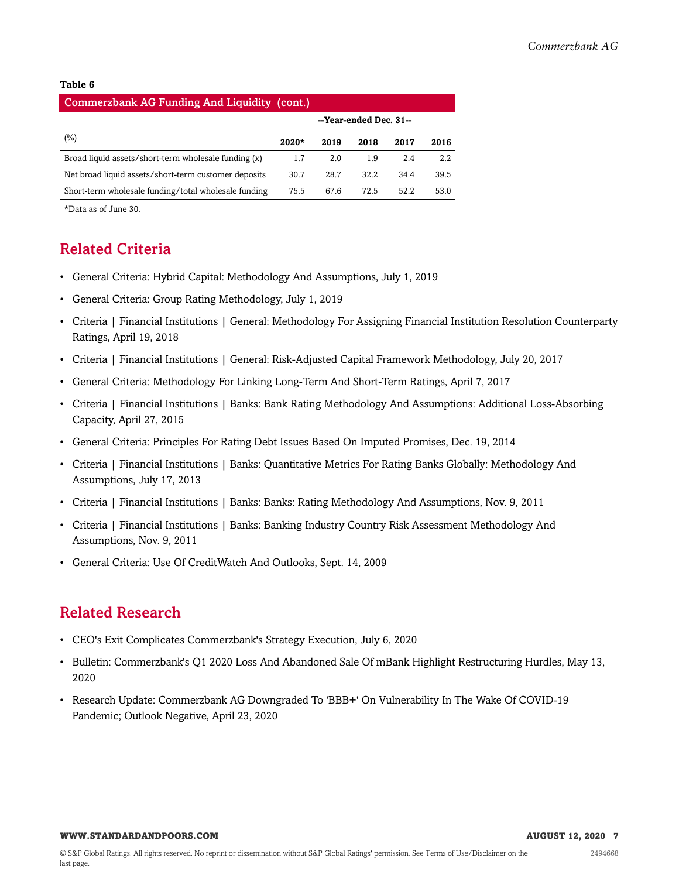**Table 6**

**Commerzbank AG Funding And Liquidity (cont.)**

| | --Year-ended Dec. 31-- | | | | |
|---|---|---|---|---|---|
| (%) | **2020*** | **2019** | **2018** | **2017** | **2016** |
| Broad liquid assets/short-term wholesale funding (x) | 1.7 | 2.0 | 1.9 | 2.4 | 2.2 |
| Net broad liquid assets/short-term customer deposits | 30.7 | 28.7 | 32.2 | 34.4 | 39.5 |
| Short-term wholesale funding/total wholesale funding | 75.5 | 67.6 | 72.5 | 52.2 | 53.0 |

*Data as of June 30.

## Related Criteria

- General Criteria: Hybrid Capital: Methodology And Assumptions, July 1, 2019
- General Criteria: Group Rating Methodology, July 1, 2019
- Criteria | Financial Institutions | General: Methodology For Assigning Financial Institution Resolution Counterparty Ratings, April 19, 2018
- Criteria | Financial Institutions | General: Risk-Adjusted Capital Framework Methodology, July 20, 2017
- General Criteria: Methodology For Linking Long-Term And Short-Term Ratings, April 7, 2017
- Criteria | Financial Institutions | Banks: Bank Rating Methodology And Assumptions: Additional Loss-Absorbing Capacity, April 27, 2015
- General Criteria: Principles For Rating Debt Issues Based On Imputed Promises, Dec. 19, 2014
- Criteria | Financial Institutions | Banks: Quantitative Metrics For Rating Banks Globally: Methodology And Assumptions, July 17, 2013
- Criteria | Financial Institutions | Banks: Banks: Rating Methodology And Assumptions, Nov. 9, 2011
- Criteria | Financial Institutions | Banks: Banking Industry Country Risk Assessment Methodology And Assumptions, Nov. 9, 2011
- General Criteria: Use Of CreditWatch And Outlooks, Sept. 14, 2009

## Related Research

- CEO's Exit Complicates Commerzbank's Strategy Execution, July 6, 2020
- Bulletin: Commerzbank's Q1 2020 Loss And Abandoned Sale Of mBank Highlight Restructuring Hurdles, May 13, 2020
- Research Update: Commerzbank AG Downgraded To 'BBB+' On Vulnerability In The Wake Of COVID-19 Pandemic; Outlook Negative, April 23, 2020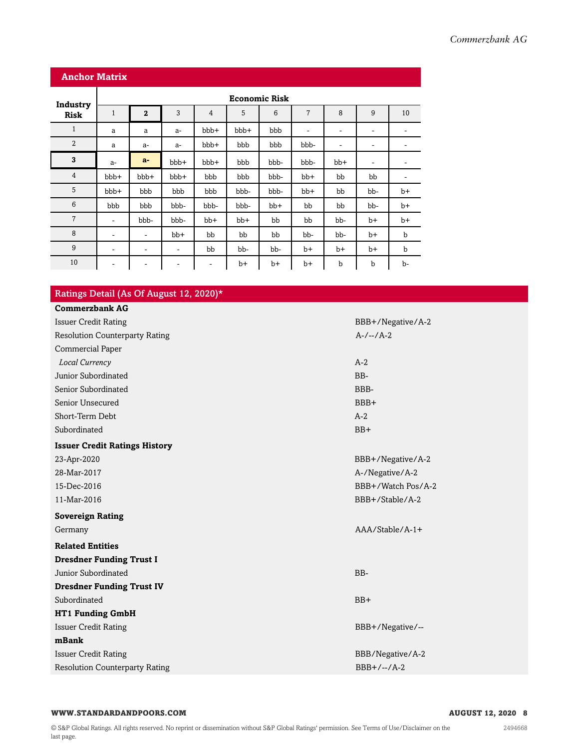## Anchor Matrix

| Industry Risk | Economic Risk | | | | | | | | | |
|---|---|---|---|---|---|---|---|---|---|---|
| | 1 | **2** | 3 | 4 | 5 | 6 | 7 | 8 | 9 | 10 |
| 1 | a | a | a- | bbb+ | bbb+ | bbb | - | - | - | - |
| 2 | a | a- | a- | bbb+ | bbb | bbb | bbb- | - | - | - |
| **3** | a- | **a-** | bbb+ | bbb+ | bbb | bbb- | bbb- | bb+ | - | - |
| 4 | bbb+ | bbb+ | bbb+ | bbb | bbb | bbb- | bb+ | bb | bb | - |
| 5 | bbb+ | bbb | bbb | bbb | bbb- | bbb- | bb+ | bb | bb- | b+ |
| 6 | bbb | bbb | bbb- | bbb- | bbb- | bb+ | bb | bb | bb- | b+ |
| 7 | - | bbb- | bbb- | bb+ | bb+ | bb | bb | bb- | b+ | b+ |
| 8 | - | - | bb+ | bb | bb | bb | bb- | bb- | b+ | b |
| 9 | - | - | - | bb | bb- | bb- | b+ | b+ | b+ | b |
| 10 | - | - | - | - | b+ | b+ | b+ | b | b | b- |

## Ratings Detail (As Of August 12, 2020)*

| | |
|---|---|
| **Commerzbank AG** | |
| Issuer Credit Rating | BBB+/Negative/A-2 |
| Resolution Counterparty Rating | A-/--/A-2 |
| Commercial Paper | |
| *Local Currency* | A-2 |
| Junior Subordinated | BB- |
| Senior Subordinated | BBB- |
| Senior Unsecured | BBB+ |
| Short-Term Debt | A-2 |
| Subordinated | BB+ |
| **Issuer Credit Ratings History** | |
| 23-Apr-2020 | BBB+/Negative/A-2 |
| 28-Mar-2017 | A-/Negative/A-2 |
| 15-Dec-2016 | BBB+/Watch Pos/A-2 |
| 11-Mar-2016 | BBB+/Stable/A-2 |
| **Sovereign Rating** | |
| Germany | AAA/Stable/A-1+ |
| **Related Entities** | |
| **Dresdner Funding Trust I** | |
| Junior Subordinated | BB- |
| **Dresdner Funding Trust IV** | |
| Subordinated | BB+ |
| **HT1 Funding GmbH** | |
| Issuer Credit Rating | BBB+/Negative/-- |
| **mBank** | |
| Issuer Credit Rating | BBB/Negative/A-2 |
| Resolution Counterparty Rating | BBB+/--/A-2 |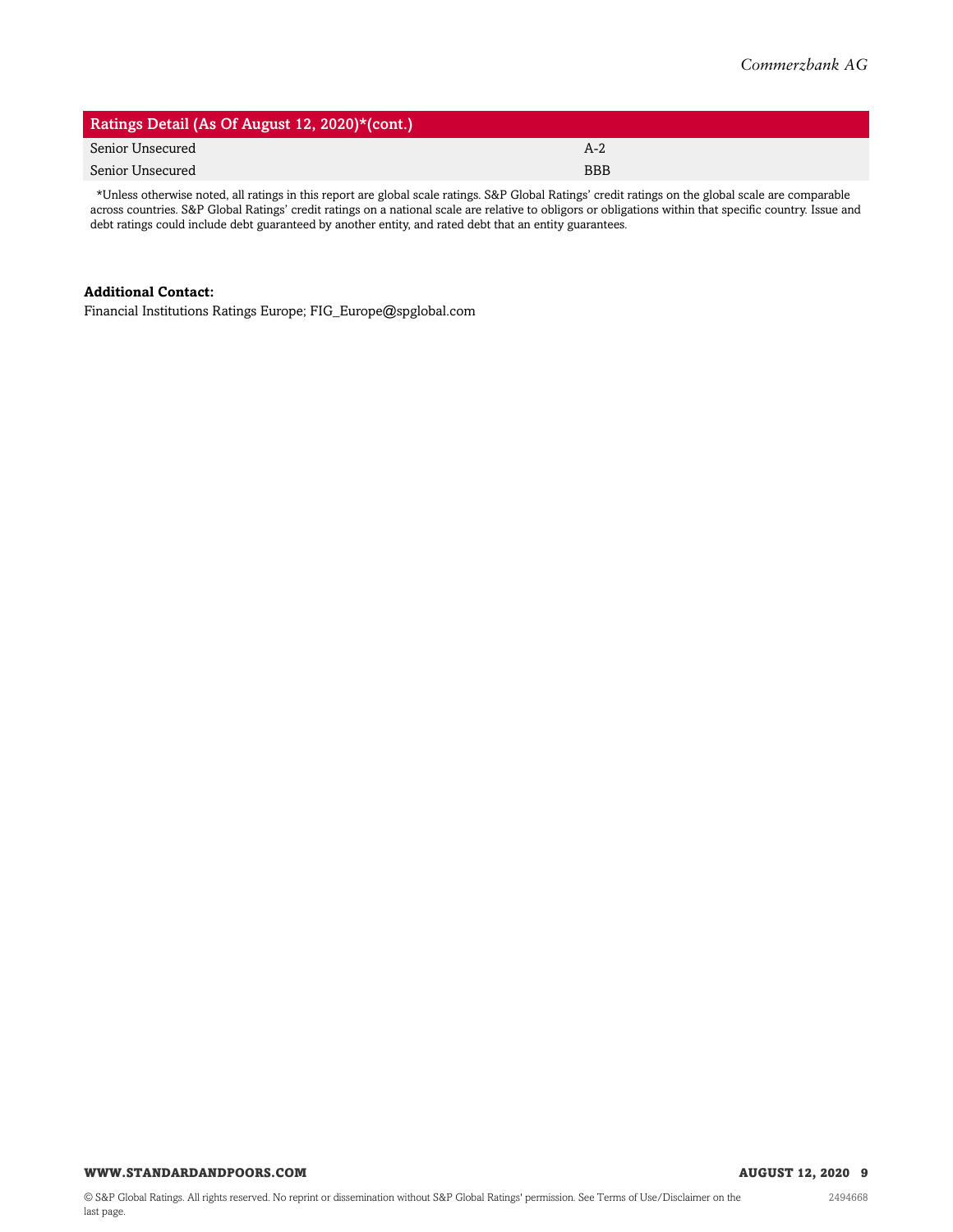| Ratings Detail (As Of August 12, 2020)*(cont.) | |
|---|---|
| Senior Unsecured | A-2 |
| Senior Unsecured | BBB |

*Unless otherwise noted, all ratings in this report are global scale ratings. S&P Global Ratings' credit ratings on the global scale are comparable across countries. S&P Global Ratings' credit ratings on a national scale are relative to obligors or obligations within that specific country. Issue and debt ratings could include debt guaranteed by another entity, and rated debt that an entity guarantees.

**Additional Contact:**

Financial Institutions Ratings Europe; FIG_Europe@spglobal.com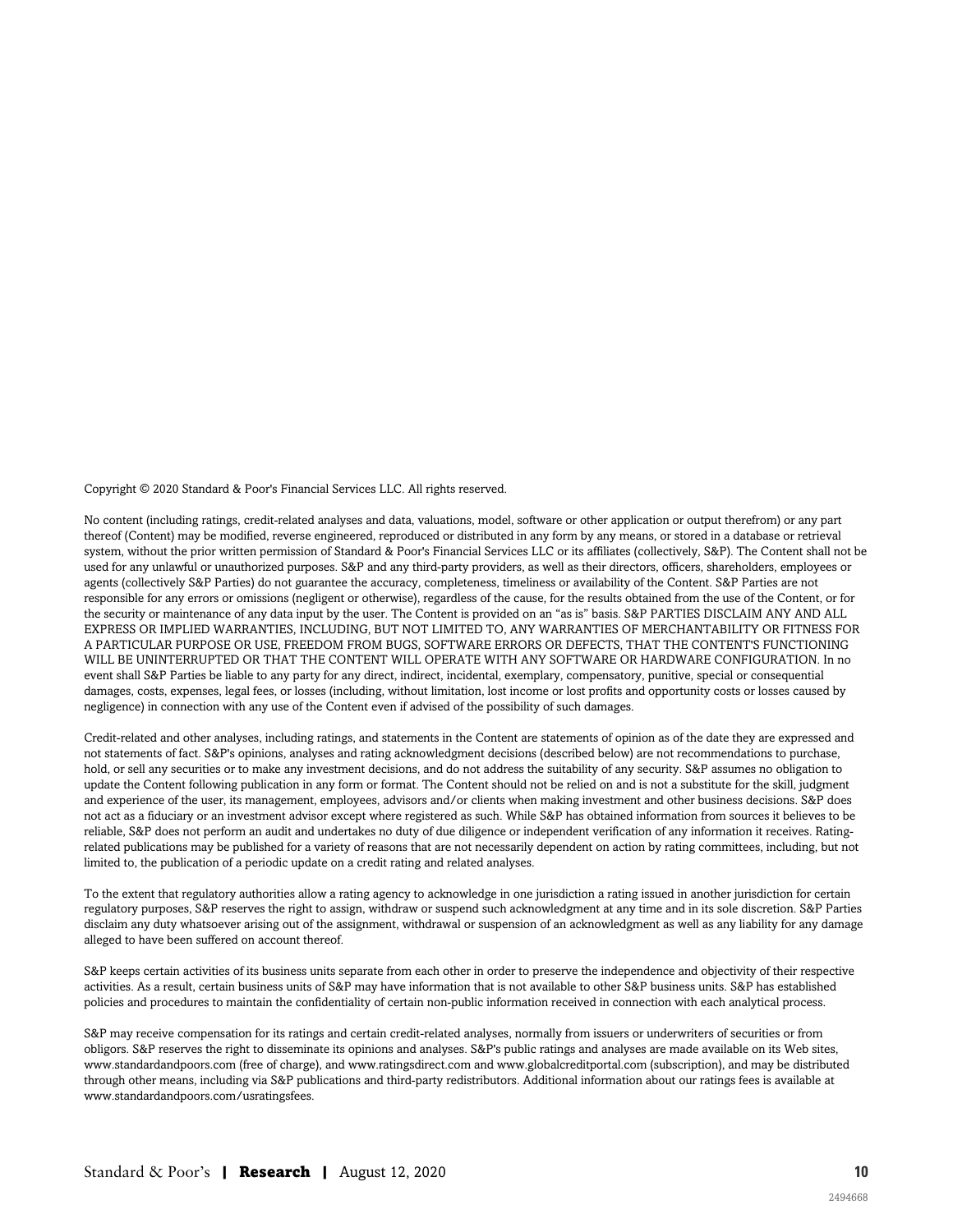Copyright © 2020 Standard & Poor's Financial Services LLC. All rights reserved.

No content (including ratings, credit-related analyses and data, valuations, model, software or other application or output therefrom) or any part thereof (Content) may be modified, reverse engineered, reproduced or distributed in any form by any means, or stored in a database or retrieval system, without the prior written permission of Standard & Poor's Financial Services LLC or its affiliates (collectively, S&P). The Content shall not be used for any unlawful or unauthorized purposes. S&P and any third-party providers, as well as their directors, officers, shareholders, employees or agents (collectively S&P Parties) do not guarantee the accuracy, completeness, timeliness or availability of the Content. S&P Parties are not responsible for any errors or omissions (negligent or otherwise), regardless of the cause, for the results obtained from the use of the Content, or for the security or maintenance of any data input by the user. The Content is provided on an "as is" basis. S&P PARTIES DISCLAIM ANY AND ALL EXPRESS OR IMPLIED WARRANTIES, INCLUDING, BUT NOT LIMITED TO, ANY WARRANTIES OF MERCHANTABILITY OR FITNESS FOR A PARTICULAR PURPOSE OR USE, FREEDOM FROM BUGS, SOFTWARE ERRORS OR DEFECTS, THAT THE CONTENT'S FUNCTIONING WILL BE UNINTERRUPTED OR THAT THE CONTENT WILL OPERATE WITH ANY SOFTWARE OR HARDWARE CONFIGURATION. In no event shall S&P Parties be liable to any party for any direct, indirect, incidental, exemplary, compensatory, punitive, special or consequential damages, costs, expenses, legal fees, or losses (including, without limitation, lost income or lost profits and opportunity costs or losses caused by negligence) in connection with any use of the Content even if advised of the possibility of such damages.

Credit-related and other analyses, including ratings, and statements in the Content are statements of opinion as of the date they are expressed and not statements of fact. S&P's opinions, analyses and rating acknowledgment decisions (described below) are not recommendations to purchase, hold, or sell any securities or to make any investment decisions, and do not address the suitability of any security. S&P assumes no obligation to update the Content following publication in any form or format. The Content should not be relied on and is not a substitute for the skill, judgment and experience of the user, its management, employees, advisors and/or clients when making investment and other business decisions. S&P does not act as a fiduciary or an investment advisor except where registered as such. While S&P has obtained information from sources it believes to be reliable, S&P does not perform an audit and undertakes no duty of due diligence or independent verification of any information it receives. Rating-related publications may be published for a variety of reasons that are not necessarily dependent on action by rating committees, including, but not limited to, the publication of a periodic update on a credit rating and related analyses.

To the extent that regulatory authorities allow a rating agency to acknowledge in one jurisdiction a rating issued in another jurisdiction for certain regulatory purposes, S&P reserves the right to assign, withdraw or suspend such acknowledgment at any time and in its sole discretion. S&P Parties disclaim any duty whatsoever arising out of the assignment, withdrawal or suspension of an acknowledgment as well as any liability for any damage alleged to have been suffered on account thereof.

S&P keeps certain activities of its business units separate from each other in order to preserve the independence and objectivity of their respective activities. As a result, certain business units of S&P may have information that is not available to other S&P business units. S&P has established policies and procedures to maintain the confidentiality of certain non-public information received in connection with each analytical process.

S&P may receive compensation for its ratings and certain credit-related analyses, normally from issuers or underwriters of securities or from obligors. S&P reserves the right to disseminate its opinions and analyses. S&P's public ratings and analyses are made available on its Web sites, www.standardandpoors.com (free of charge), and www.ratingsdirect.com and www.globalcreditportal.com (subscription), and may be distributed through other means, including via S&P publications and third-party redistributors. Additional information about our ratings fees is available at www.standardandpoors.com/usratingsfees.